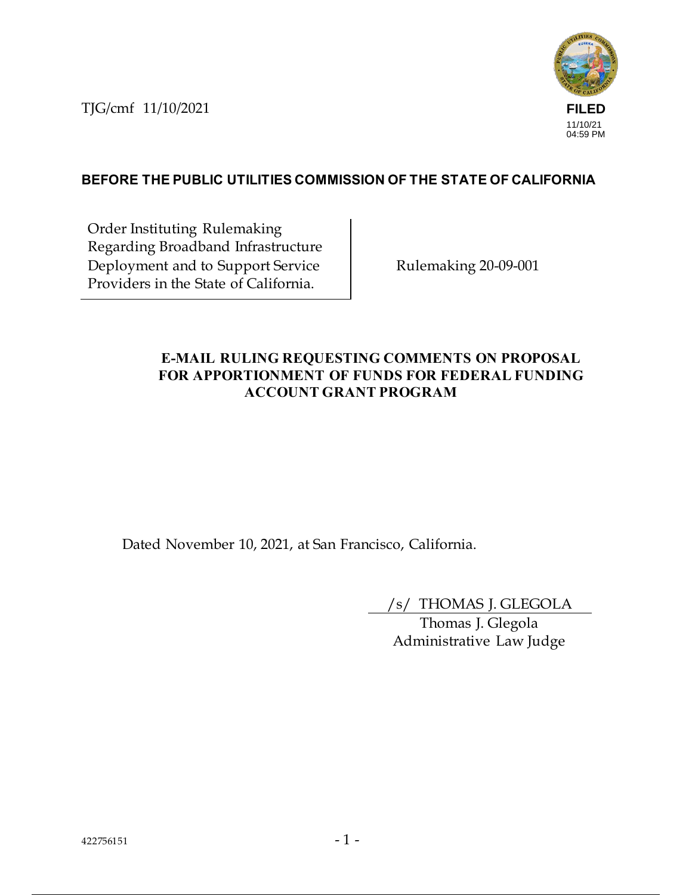TJG/cmf 11/10/2021

**FILED**
11/10/21
04:59 PM

**BEFORE THE PUBLIC UTILITIES COMMISSION OF THE STATE OF CALIFORNIA**

| | |
|---|---|
| Order Instituting Rulemaking Regarding Broadband Infrastructure Deployment and to Support Service Providers in the State of California. | Rulemaking 20-09-001 |

**E-MAIL RULING REQUESTING COMMENTS ON PROPOSAL FOR APPORTIONMENT OF FUNDS FOR FEDERAL FUNDING ACCOUNT GRANT PROGRAM**

Dated November 10, 2021, at San Francisco, California.

/s/ THOMAS J. GLEGOLA
Thomas J. Glegola
Administrative Law Judge

422756151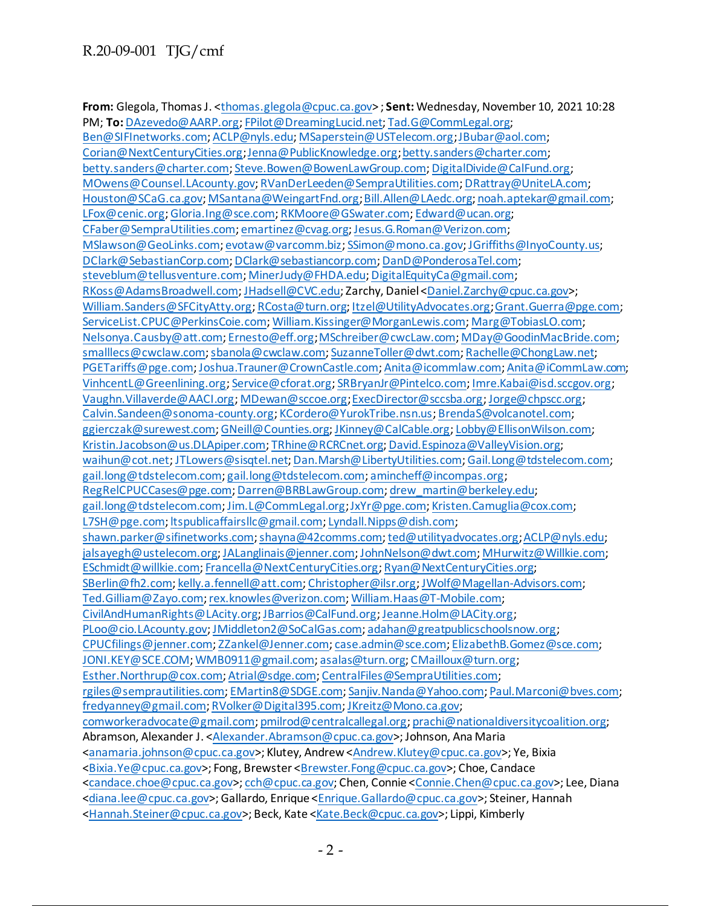**From:** Glegola, Thomas J. <thomas.glegola@cpuc.ca.gov> ; **Sent:** Wednesday, November 10, 2021 10:28 PM; **To:** DAzevedo@AARP.org; FPilot@DreamingLucid.net; Tad.G@CommLegal.org; Ben@SIFInetworks.com; ACLP@nyls.edu; MSaperstein@USTelecom.org; JBubar@aol.com; Corian@NextCenturyCities.org; Jenna@PublicKnowledge.org; betty.sanders@charter.com; betty.sanders@charter.com; Steve.Bowen@BowenLawGroup.com; DigitalDivide@CalFund.org; MOwens@Counsel.LAcounty.gov; RVanDerLeeden@SempraUtilities.com; DRattray@UniteLA.com; Houston@SCaG.ca.gov; MSantana@WeingartFnd.org; Bill.Allen@LAedc.org; noah.aptekar@gmail.com; LFox@cenic.org; Gloria.Ing@sce.com; RKMoore@GSwater.com; Edward@ucan.org; CFaber@SempraUtilities.com; emartinez@cvag.org; Jesus.G.Roman@Verizon.com; MSlawson@GeoLinks.com; evotaw@varcomm.biz; SSimon@mono.ca.gov; JGriffiths@InyoCounty.us; DClark@SebastianCorp.com; DClark@sebastiancorp.com; DanD@PonderosaTel.com; steveblum@tellusventure.com; MinerJudy@FHDA.edu; DigitalEquityCa@gmail.com; RKoss@AdamsBroadwell.com; JHadsell@CVC.edu; Zarchy, Daniel <Daniel.Zarchy@cpuc.ca.gov>; William.Sanders@SFCityAtty.org; RCosta@turn.org; Itzel@UtilityAdvocates.org; Grant.Guerra@pge.com; ServiceList.CPUC@PerkinsCoie.com; William.Kissinger@MorganLewis.com; Marg@TobiasLO.com; Nelsonya.Causby@att.com; Ernesto@eff.org; MSchreiber@cwcLaw.com; MDay@GoodinMacBride.com; smalllecs@cwclaw.com; sbanola@cwclaw.com; SuzanneToller@dwt.com; Rachelle@ChongLaw.net; PGETariffs@pge.com; Joshua.Trauner@CrownCastle.com; Anita@icommlaw.com; Anita@iCommLaw.com; VinhcentL@Greenlining.org; Service@cforat.org; SRBryanJr@Pintelco.com; Imre.Kabai@isd.sccgov.org; Vaughn.Villaverde@AACI.org; MDewan@sccoe.org; ExecDirector@sccsba.org; Jorge@chpscc.org; Calvin.Sandeen@sonoma-county.org; KCordero@YurokTribe.nsn.us; BrendaS@volcanotel.com; ggierczak@surewest.com; GNeill@Counties.org; JKinney@CalCable.org; Lobby@EllisonWilson.com; Kristin.Jacobson@us.DLApiper.com; TRhine@RCRCnet.org; David.Espinoza@ValleyVision.org; waihun@cot.net; JTLowers@sisqtel.net; Dan.Marsh@LibertyUtilities.com; Gail.Long@tdstelecom.com; gail.long@tdstelecom.com; gail.long@tdstelecom.com; amincheff@incompas.org; RegRelCPUCCases@pge.com; Darren@BRBLawGroup.com; drew_martin@berkeley.edu; gail.long@tdstelecom.com; Jim.L@CommLegal.org; JxYr@pge.com; Kristen.Camuglia@cox.com; L7SH@pge.com; ltspublicaffairsllc@gmail.com; Lyndall.Nipps@dish.com; shawn.parker@sifinetworks.com; shayna@42comms.com; ted@utilityadvocates.org; ACLP@nyls.edu; jalsayegh@ustelecom.org; JALanglinais@jenner.com; JohnNelson@dwt.com; MHurwitz@Willkie.com; ESchmidt@willkie.com; Francella@NextCenturyCities.org; Ryan@NextCenturyCities.org; SBerlin@fh2.com; kelly.a.fennell@att.com; Christopher@ilsr.org; JWolf@Magellan-Advisors.com; Ted.Gilliam@Zayo.com; rex.knowles@verizon.com; William.Haas@T-Mobile.com; CivilAndHumanRights@LAcity.org; JBarrios@CalFund.org; Jeanne.Holm@LACity.org; PLoo@cio.LAcounty.gov; JMiddleton2@SoCalGas.com; adahan@greatpublicschoolsnow.org; CPUCfilings@jenner.com; ZZankel@Jenner.com; case.admin@sce.com; ElizabethB.Gomez@sce.com; JONI.KEY@SCE.COM; WMB0911@gmail.com; asalas@turn.org; CMailloux@turn.org; Esther.Northrup@cox.com; Atrial@sdge.com; CentralFiles@SempraUtilities.com; rgiles@semprautilities.com; EMartin8@SDGE.com; Sanjiv.Nanda@Yahoo.com; Paul.Marconi@bves.com; fredyanney@gmail.com; RVolker@Digital395.com; JKreitz@Mono.ca.gov; comworkeradvocate@gmail.com; pmilrod@centralcallegal.org; prachi@nationaldiversitycoalition.org; Abramson, Alexander J. <Alexander.Abramson@cpuc.ca.gov>; Johnson, Ana Maria <anamaria.johnson@cpuc.ca.gov>; Klutey, Andrew <Andrew.Klutey@cpuc.ca.gov>; Ye, Bixia <Bixia.Ye@cpuc.ca.gov>; Fong, Brewster <Brewster.Fong@cpuc.ca.gov>; Choe, Candace <candace.choe@cpuc.ca.gov>; cch@cpuc.ca.gov; Chen, Connie <Connie.Chen@cpuc.ca.gov>; Lee, Diana <diana.lee@cpuc.ca.gov>; Gallardo, Enrique <Enrique.Gallardo@cpuc.ca.gov>; Steiner, Hannah <Hannah.Steiner@cpuc.ca.gov>; Beck, Kate <Kate.Beck@cpuc.ca.gov>; Lippi, Kimberly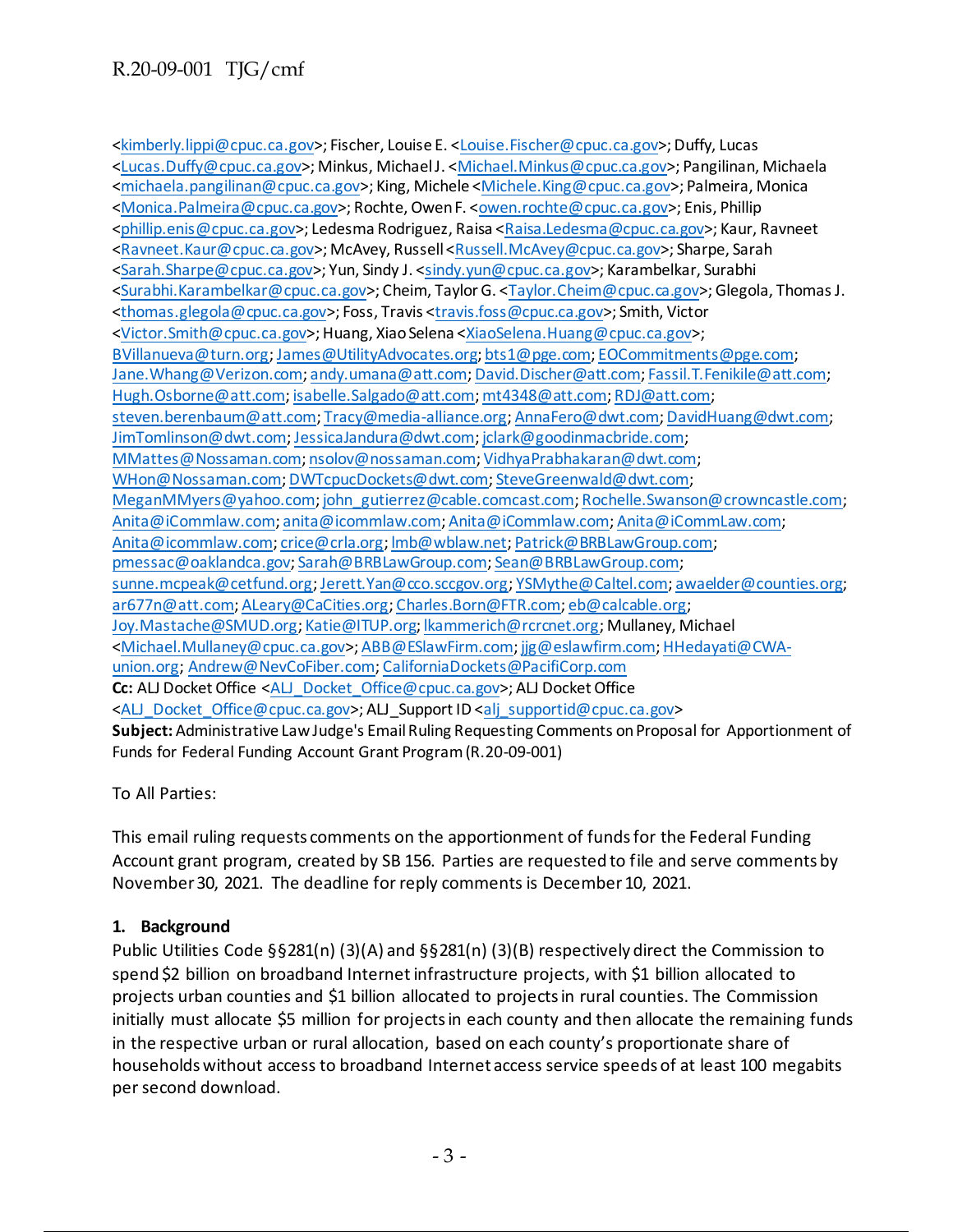<kimberly.lippi@cpuc.ca.gov>; Fischer, Louise E. <Louise.Fischer@cpuc.ca.gov>; Duffy, Lucas <Lucas.Duffy@cpuc.ca.gov>; Minkus, Michael J. <Michael.Minkus@cpuc.ca.gov>; Pangilinan, Michaela <michaela.pangilinan@cpuc.ca.gov>; King, Michele <Michele.King@cpuc.ca.gov>; Palmeira, Monica <Monica.Palmeira@cpuc.ca.gov>; Rochte, Owen F. <owen.rochte@cpuc.ca.gov>; Enis, Phillip <phillip.enis@cpuc.ca.gov>; Ledesma Rodriguez, Raisa <Raisa.Ledesma@cpuc.ca.gov>; Kaur, Ravneet <Ravneet.Kaur@cpuc.ca.gov>; McAvey, Russell <Russell.McAvey@cpuc.ca.gov>; Sharpe, Sarah <Sarah.Sharpe@cpuc.ca.gov>; Yun, Sindy J. <sindy.yun@cpuc.ca.gov>; Karambelkar, Surabhi <Surabhi.Karambelkar@cpuc.ca.gov>; Cheim, Taylor G. <Taylor.Cheim@cpuc.ca.gov>; Glegola, Thomas J. <thomas.glegola@cpuc.ca.gov>; Foss, Travis <travis.foss@cpuc.ca.gov>; Smith, Victor <Victor.Smith@cpuc.ca.gov>; Huang, Xiao Selena <XiaoSelena.Huang@cpuc.ca.gov>; BVillanueva@turn.org; James@UtilityAdvocates.org; bts1@pge.com; EOCommitments@pge.com; Jane.Whang@Verizon.com; andy.umana@att.com; David.Discher@att.com; Fassil.T.Fenikile@att.com; Hugh.Osborne@att.com; isabelle.Salgado@att.com; mt4348@att.com; RDJ@att.com; steven.berenbaum@att.com; Tracy@media-alliance.org; AnnaFero@dwt.com; DavidHuang@dwt.com; JimTomlinson@dwt.com; JessicaJandura@dwt.com; jclark@goodinmacbride.com; MMattes@Nossaman.com; nsolov@nossaman.com; VidhyaPrabhakaran@dwt.com; WHon@Nossaman.com; DWTcpucDockets@dwt.com; SteveGreenwald@dwt.com; MeganMMyers@yahoo.com; john_gutierrez@cable.comcast.com; Rochelle.Swanson@crowncastle.com; Anita@iCommlaw.com; anita@icommlaw.com; Anita@iCommlaw.com; Anita@iCommLaw.com; Anita@icommlaw.com; crice@crla.org; lmb@wblaw.net; Patrick@BRBLawGroup.com; pmessac@oaklandca.gov; Sarah@BRBLawGroup.com; Sean@BRBLawGroup.com; sunne.mcpeak@cetfund.org; Jerett.Yan@cco.sccgov.org; YSMythe@Caltel.com; awaelder@counties.org; ar677n@att.com; ALeary@CaCities.org; Charles.Born@FTR.com; eb@calcable.org; Joy.Mastache@SMUD.org; Katie@ITUP.org; lkammerich@rcrcnet.org; Mullaney, Michael <Michael.Mullaney@cpuc.ca.gov>; ABB@ESlawFirm.com; jjg@eslawfirm.com; HHedayati@CWA-union.org; Andrew@NevCoFiber.com; CaliforniaDockets@PacifiCorp.com
**Cc:** ALJ Docket Office <ALJ_Docket_Office@cpuc.ca.gov>; ALJ Docket Office <ALJ_Docket_Office@cpuc.ca.gov>; ALJ_Support ID <alj_supportid@cpuc.ca.gov>
**Subject:** Administrative Law Judge's Email Ruling Requesting Comments on Proposal for Apportionment of Funds for Federal Funding Account Grant Program (R.20-09-001)

To All Parties:

This email ruling requests comments on the apportionment of funds for the Federal Funding Account grant program, created by SB 156. Parties are requested to file and serve comments by November 30, 2021. The deadline for reply comments is December 10, 2021.

## 1. Background

Public Utilities Code §§281(n) (3)(A) and §§281(n) (3)(B) respectively direct the Commission to spend $2 billion on broadband Internet infrastructure projects, with $1 billion allocated to projects urban counties and $1 billion allocated to projects in rural counties. The Commission initially must allocate $5 million for projects in each county and then allocate the remaining funds in the respective urban or rural allocation, based on each county's proportionate share of households without access to broadband Internet access service speeds of at least 100 megabits per second download.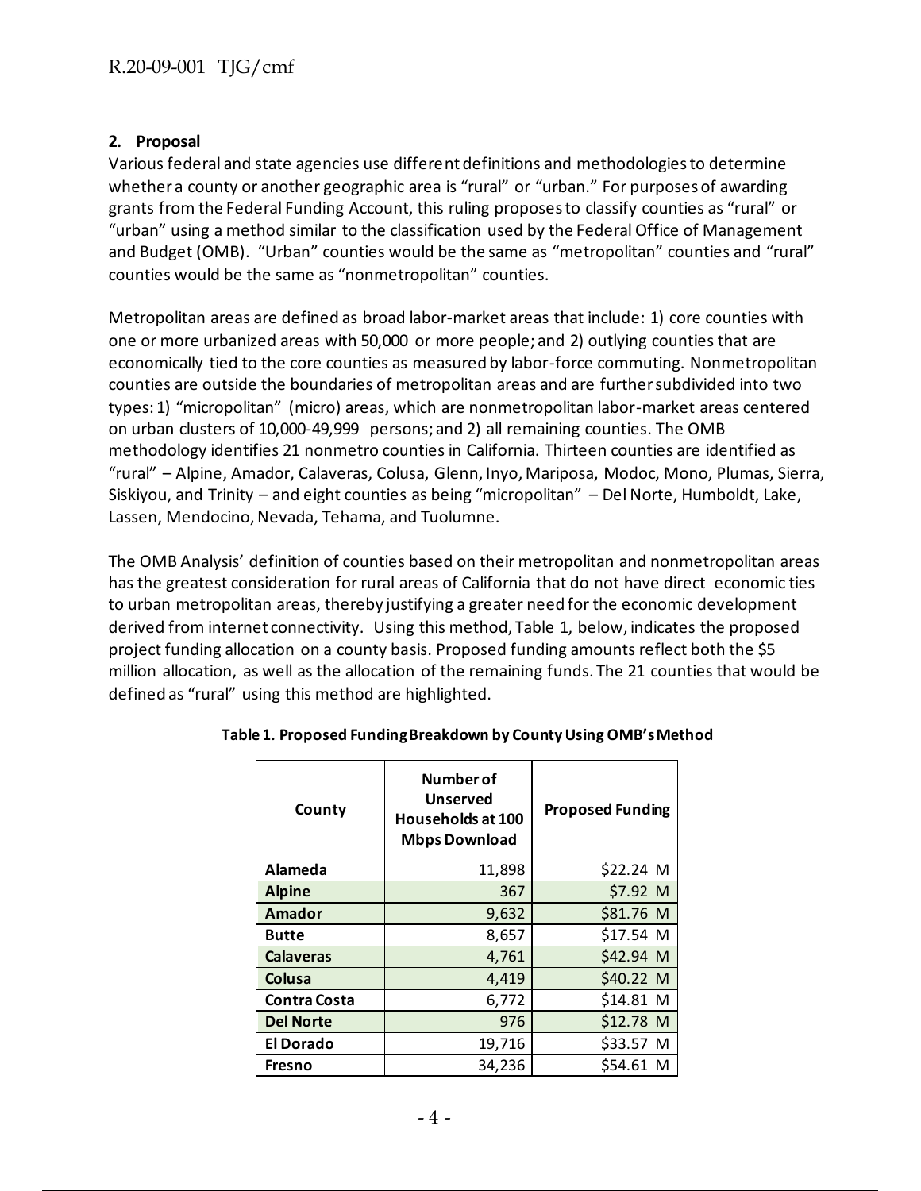### 2. Proposal

Various federal and state agencies use different definitions and methodologies to determine whether a county or another geographic area is "rural" or "urban." For purposes of awarding grants from the Federal Funding Account, this ruling proposes to classify counties as "rural" or "urban" using a method similar to the classification used by the Federal Office of Management and Budget (OMB). "Urban" counties would be the same as "metropolitan" counties and "rural" counties would be the same as "nonmetropolitan" counties.

Metropolitan areas are defined as broad labor-market areas that include: 1) core counties with one or more urbanized areas with 50,000 or more people; and 2) outlying counties that are economically tied to the core counties as measured by labor-force commuting. Nonmetropolitan counties are outside the boundaries of metropolitan areas and are further subdivided into two types: 1) "micropolitan" (micro) areas, which are nonmetropolitan labor-market areas centered on urban clusters of 10,000-49,999 persons; and 2) all remaining counties. The OMB methodology identifies 21 nonmetro counties in California. Thirteen counties are identified as "rural" – Alpine, Amador, Calaveras, Colusa, Glenn, Inyo, Mariposa, Modoc, Mono, Plumas, Sierra, Siskiyou, and Trinity – and eight counties as being "micropolitan" – Del Norte, Humboldt, Lake, Lassen, Mendocino, Nevada, Tehama, and Tuolumne.

The OMB Analysis' definition of counties based on their metropolitan and nonmetropolitan areas has the greatest consideration for rural areas of California that do not have direct economic ties to urban metropolitan areas, thereby justifying a greater need for the economic development derived from internet connectivity. Using this method, Table 1, below, indicates the proposed project funding allocation on a county basis. Proposed funding amounts reflect both the $5 million allocation, as well as the allocation of the remaining funds. The 21 counties that would be defined as "rural" using this method are highlighted.

**Table 1. Proposed Funding Breakdown by County Using OMB's Method**

| County | Number of Unserved Households at 100 Mbps Download | Proposed Funding |
|---|---:|---:|
| Alameda | 11,898 | $22.24 M |
| Alpine | 367 | $7.92 M |
| Amador | 9,632 | $81.76 M |
| Butte | 8,657 | $17.54 M |
| Calaveras | 4,761 | $42.94 M |
| Colusa | 4,419 | $40.22 M |
| Contra Costa | 6,772 | $14.81 M |
| Del Norte | 976 | $12.78 M |
| El Dorado | 19,716 | $33.57 M |
| Fresno | 34,236 | $54.61 M |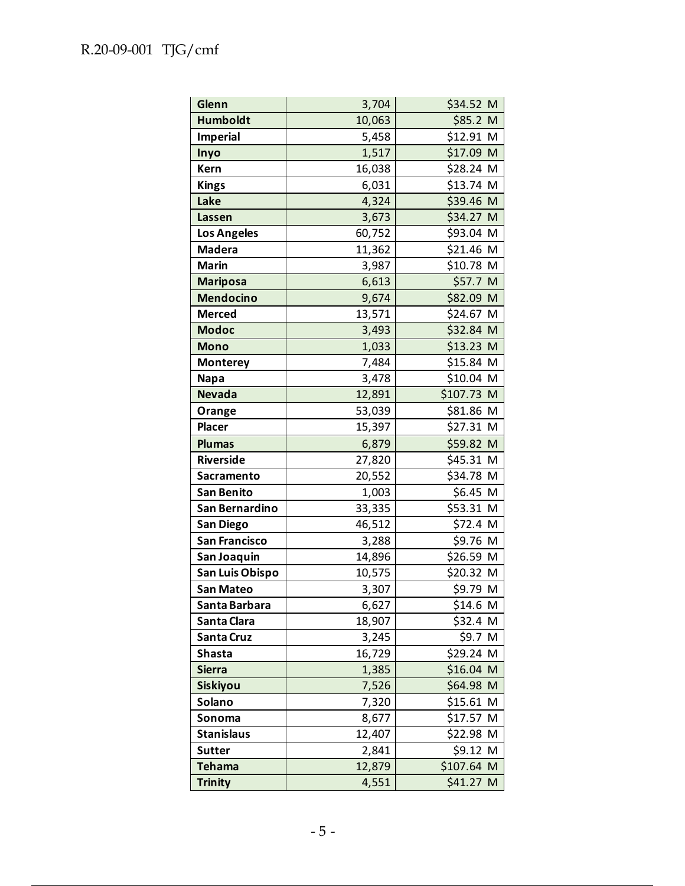| | | |
|---|---|---|
| **Glenn** | 3,704 | $34.52 M |
| **Humboldt** | 10,063 | $85.2 M |
| **Imperial** | 5,458 | $12.91 M |
| **Inyo** | 1,517 | $17.09 M |
| **Kern** | 16,038 | $28.24 M |
| **Kings** | 6,031 | $13.74 M |
| **Lake** | 4,324 | $39.46 M |
| **Lassen** | 3,673 | $34.27 M |
| **Los Angeles** | 60,752 | $93.04 M |
| **Madera** | 11,362 | $21.46 M |
| **Marin** | 3,987 | $10.78 M |
| **Mariposa** | 6,613 | $57.7 M |
| **Mendocino** | 9,674 | $82.09 M |
| **Merced** | 13,571 | $24.67 M |
| **Modoc** | 3,493 | $32.84 M |
| **Mono** | 1,033 | $13.23 M |
| **Monterey** | 7,484 | $15.84 M |
| **Napa** | 3,478 | $10.04 M |
| **Nevada** | 12,891 | $107.73 M |
| **Orange** | 53,039 | $81.86 M |
| **Placer** | 15,397 | $27.31 M |
| **Plumas** | 6,879 | $59.82 M |
| **Riverside** | 27,820 | $45.31 M |
| **Sacramento** | 20,552 | $34.78 M |
| **San Benito** | 1,003 | $6.45 M |
| **San Bernardino** | 33,335 | $53.31 M |
| **San Diego** | 46,512 | $72.4 M |
| **San Francisco** | 3,288 | $9.76 M |
| **San Joaquin** | 14,896 | $26.59 M |
| **San Luis Obispo** | 10,575 | $20.32 M |
| **San Mateo** | 3,307 | $9.79 M |
| **Santa Barbara** | 6,627 | $14.6 M |
| **Santa Clara** | 18,907 | $32.4 M |
| **Santa Cruz** | 3,245 | $9.7 M |
| **Shasta** | 16,729 | $29.24 M |
| **Sierra** | 1,385 | $16.04 M |
| **Siskiyou** | 7,526 | $64.98 M |
| **Solano** | 7,320 | $15.61 M |
| **Sonoma** | 8,677 | $17.57 M |
| **Stanislaus** | 12,407 | $22.98 M |
| **Sutter** | 2,841 | $9.12 M |
| **Tehama** | 12,879 | $107.64 M |
| **Trinity** | 4,551 | $41.27 M |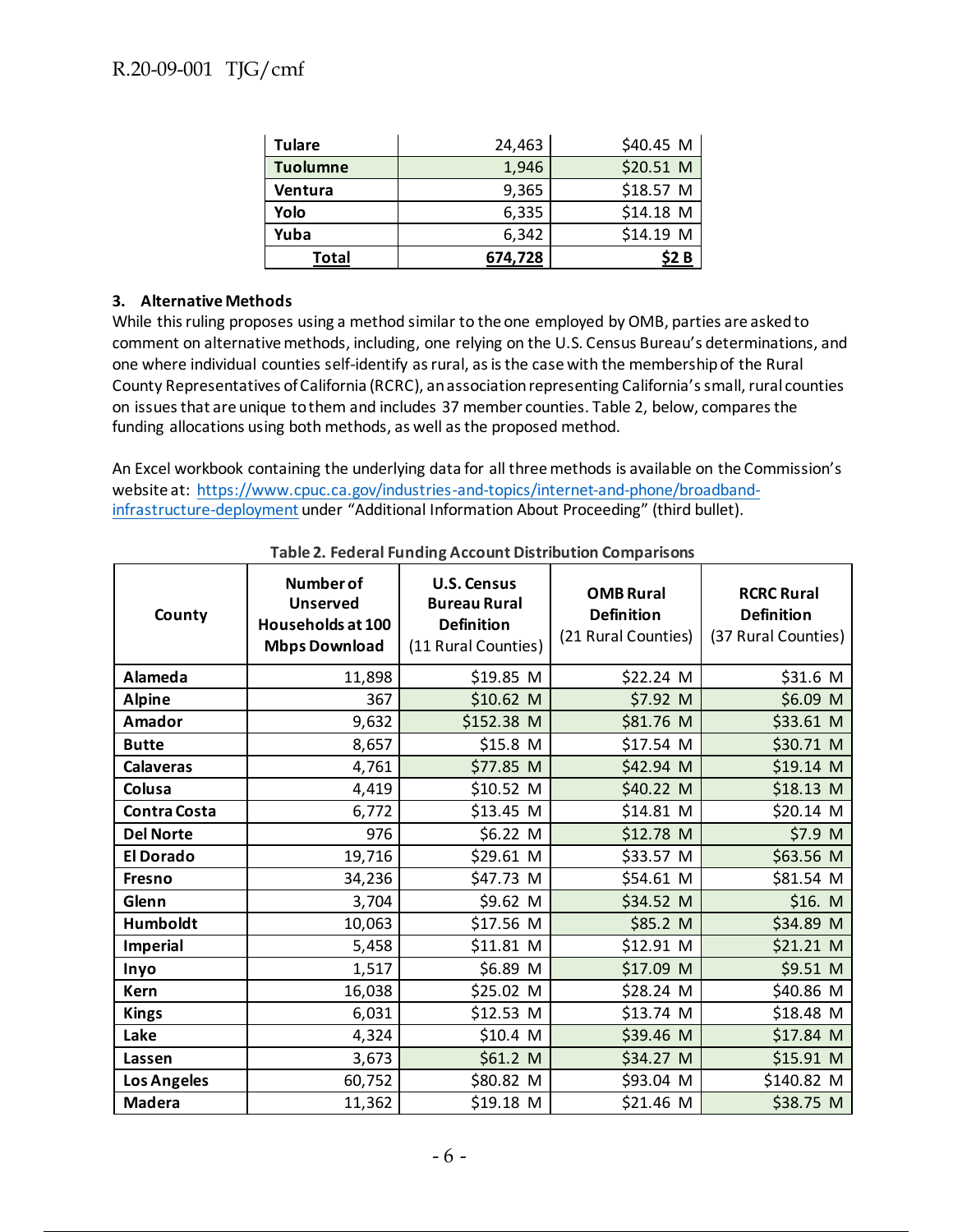| Tulare | 24,463 | $40.45 M |
|---|---|---|
| **Tuolumne** | 1,946 | $20.51 M |
| **Ventura** | 9,365 | $18.57 M |
| **Yolo** | 6,335 | $14.18 M |
| **Yuba** | 6,342 | $14.19 M |
| **Total** | **674,728** | **$2 B** |

### 3. Alternative Methods

While this ruling proposes using a method similar to the one employed by OMB, parties are asked to comment on alternative methods, including, one relying on the U.S. Census Bureau's determinations, and one where individual counties self-identify as rural, as is the case with the membership of the Rural County Representatives of California (RCRC), an association representing California's small, rural counties on issues that are unique to them and includes 37 member counties. Table 2, below, compares the funding allocations using both methods, as well as the proposed method.

An Excel workbook containing the underlying data for all three methods is available on the Commission's website at: https://www.cpuc.ca.gov/industries-and-topics/internet-and-phone/broadband-infrastructure-deployment under "Additional Information About Proceeding" (third bullet).

**Table 2. Federal Funding Account Distribution Comparisons**

| County | Number of Unserved Households at 100 Mbps Download | U.S. Census Bureau Rural Definition (11 Rural Counties) | OMB Rural Definition (21 Rural Counties) | RCRC Rural Definition (37 Rural Counties) |
|---|---|---|---|---|
| **Alameda** | 11,898 | $19.85 M | $22.24 M | $31.6 M |
| **Alpine** | 367 | $10.62 M | $7.92 M | $6.09 M |
| **Amador** | 9,632 | $152.38 M | $81.76 M | $33.61 M |
| **Butte** | 8,657 | $15.8 M | $17.54 M | $30.71 M |
| **Calaveras** | 4,761 | $77.85 M | $42.94 M | $19.14 M |
| **Colusa** | 4,419 | $10.52 M | $40.22 M | $18.13 M |
| **Contra Costa** | 6,772 | $13.45 M | $14.81 M | $20.14 M |
| **Del Norte** | 976 | $6.22 M | $12.78 M | $7.9 M |
| **El Dorado** | 19,716 | $29.61 M | $33.57 M | $63.56 M |
| **Fresno** | 34,236 | $47.73 M | $54.61 M | $81.54 M |
| **Glenn** | 3,704 | $9.62 M | $34.52 M | $16. M |
| **Humboldt** | 10,063 | $17.56 M | $85.2 M | $34.89 M |
| **Imperial** | 5,458 | $11.81 M | $12.91 M | $21.21 M |
| **Inyo** | 1,517 | $6.89 M | $17.09 M | $9.51 M |
| **Kern** | 16,038 | $25.02 M | $28.24 M | $40.86 M |
| **Kings** | 6,031 | $12.53 M | $13.74 M | $18.48 M |
| **Lake** | 4,324 | $10.4 M | $39.46 M | $17.84 M |
| **Lassen** | 3,673 | $61.2 M | $34.27 M | $15.91 M |
| **Los Angeles** | 60,752 | $80.82 M | $93.04 M | $140.82 M |
| **Madera** | 11,362 | $19.18 M | $21.46 M | $38.75 M |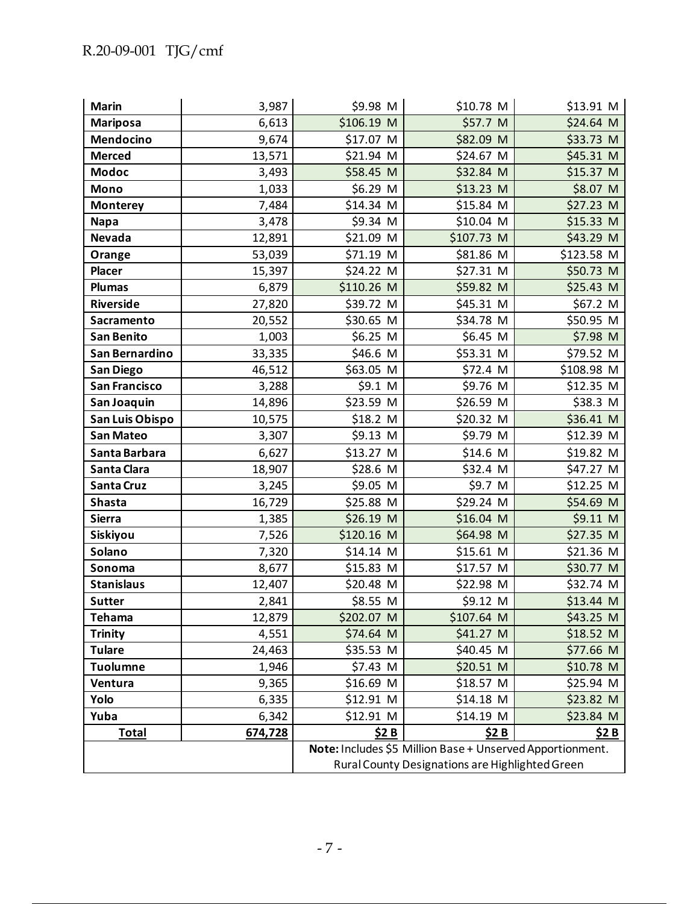| | | | | |
|---|---|---|---|---|
| **Marin** | 3,987 | $9.98 M | $10.78 M | $13.91 M |
| **Mariposa** | 6,613 | $106.19 M | $57.7 M | $24.64 M |
| **Mendocino** | 9,674 | $17.07 M | $82.09 M | $33.73 M |
| **Merced** | 13,571 | $21.94 M | $24.67 M | $45.31 M |
| **Modoc** | 3,493 | $58.45 M | $32.84 M | $15.37 M |
| **Mono** | 1,033 | $6.29 M | $13.23 M | $8.07 M |
| **Monterey** | 7,484 | $14.34 M | $15.84 M | $27.23 M |
| **Napa** | 3,478 | $9.34 M | $10.04 M | $15.33 M |
| **Nevada** | 12,891 | $21.09 M | $107.73 M | $43.29 M |
| **Orange** | 53,039 | $71.19 M | $81.86 M | $123.58 M |
| **Placer** | 15,397 | $24.22 M | $27.31 M | $50.73 M |
| **Plumas** | 6,879 | $110.26 M | $59.82 M | $25.43 M |
| **Riverside** | 27,820 | $39.72 M | $45.31 M | $67.2 M |
| **Sacramento** | 20,552 | $30.65 M | $34.78 M | $50.95 M |
| **San Benito** | 1,003 | $6.25 M | $6.45 M | $7.98 M |
| **San Bernardino** | 33,335 | $46.6 M | $53.31 M | $79.52 M |
| **San Diego** | 46,512 | $63.05 M | $72.4 M | $108.98 M |
| **San Francisco** | 3,288 | $9.1 M | $9.76 M | $12.35 M |
| **San Joaquin** | 14,896 | $23.59 M | $26.59 M | $38.3 M |
| **San Luis Obispo** | 10,575 | $18.2 M | $20.32 M | $36.41 M |
| **San Mateo** | 3,307 | $9.13 M | $9.79 M | $12.39 M |
| **Santa Barbara** | 6,627 | $13.27 M | $14.6 M | $19.82 M |
| **Santa Clara** | 18,907 | $28.6 M | $32.4 M | $47.27 M |
| **Santa Cruz** | 3,245 | $9.05 M | $9.7 M | $12.25 M |
| **Shasta** | 16,729 | $25.88 M | $29.24 M | $54.69 M |
| **Sierra** | 1,385 | $26.19 M | $16.04 M | $9.11 M |
| **Siskiyou** | 7,526 | $120.16 M | $64.98 M | $27.35 M |
| **Solano** | 7,320 | $14.14 M | $15.61 M | $21.36 M |
| **Sonoma** | 8,677 | $15.83 M | $17.57 M | $30.77 M |
| **Stanislaus** | 12,407 | $20.48 M | $22.98 M | $32.74 M |
| **Sutter** | 2,841 | $8.55 M | $9.12 M | $13.44 M |
| **Tehama** | 12,879 | $202.07 M | $107.64 M | $43.25 M |
| **Trinity** | 4,551 | $74.64 M | $41.27 M | $18.52 M |
| **Tulare** | 24,463 | $35.53 M | $40.45 M | $77.66 M |
| **Tuolumne** | 1,946 | $7.43 M | $20.51 M | $10.78 M |
| **Ventura** | 9,365 | $16.69 M | $18.57 M | $25.94 M |
| **Yolo** | 6,335 | $12.91 M | $14.18 M | $23.82 M |
| **Yuba** | 6,342 | $12.91 M | $14.19 M | $23.84 M |
| **Total** | **674,728** | **$2 B** | **$2 B** | **$2 B** |
| | | **Note:** Includes $5 Million Base + Unserved Apportionment. Rural County Designations are Highlighted Green | | |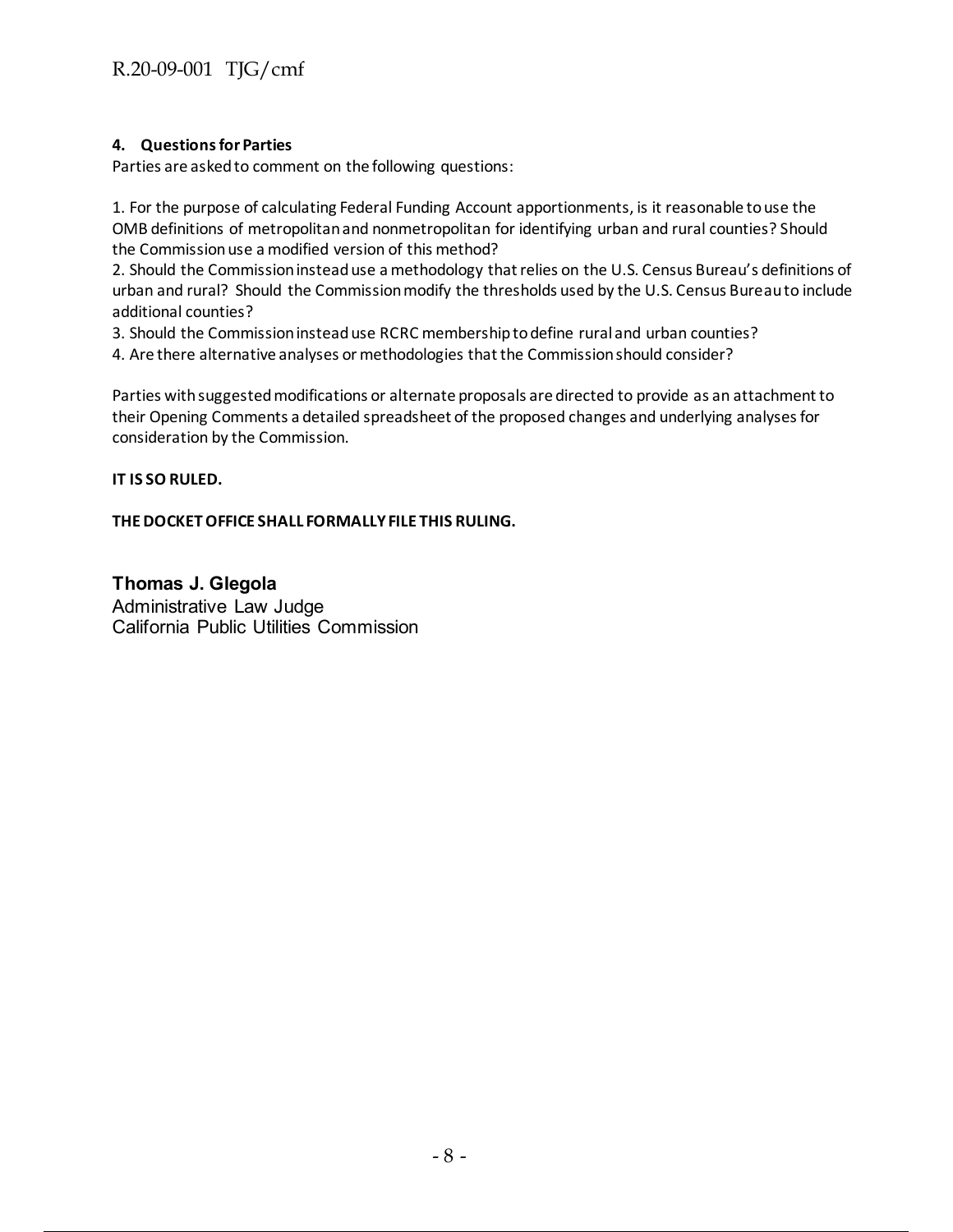## 4. Questions for Parties

Parties are asked to comment on the following questions:

1. For the purpose of calculating Federal Funding Account apportionments, is it reasonable to use the OMB definitions of metropolitan and nonmetropolitan for identifying urban and rural counties? Should the Commission use a modified version of this method?
2. Should the Commission instead use a methodology that relies on the U.S. Census Bureau's definitions of urban and rural? Should the Commission modify the thresholds used by the U.S. Census Bureau to include additional counties?
3. Should the Commission instead use RCRC membership to define rural and urban counties?
4. Are there alternative analyses or methodologies that the Commission should consider?

Parties with suggested modifications or alternate proposals are directed to provide as an attachment to their Opening Comments a detailed spreadsheet of the proposed changes and underlying analyses for consideration by the Commission.

**IT IS SO RULED.**

**THE DOCKET OFFICE SHALL FORMALLY FILE THIS RULING.**

**Thomas J. Glegola**
Administrative Law Judge
California Public Utilities Commission